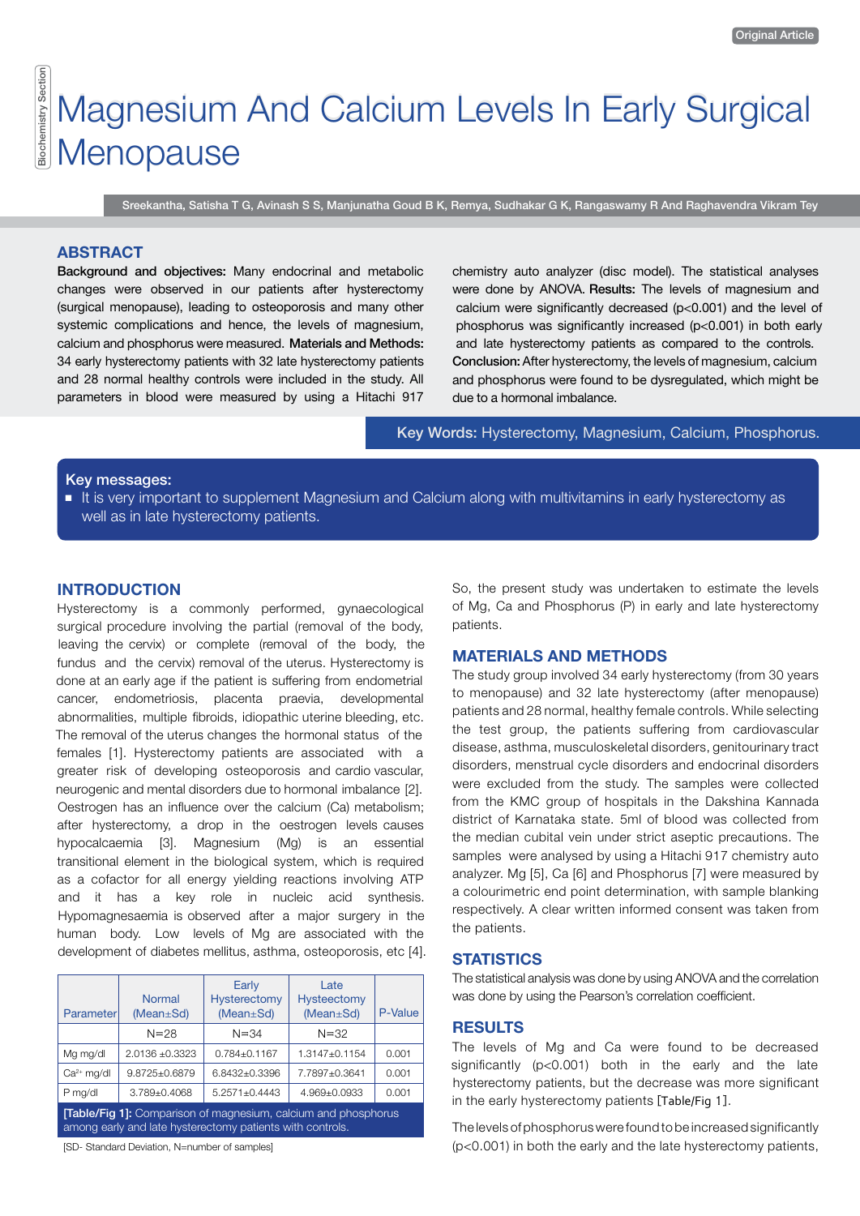Original Article

Biochemistry Section

# Magnesium And Calcium Levels In Early Surgical Menopause

Sreekantha, Satisha T G, Avinash S S, Manjunatha Goud B K, Remya, Sudhakar G K, Rangaswamy R And Raghavendra Vikram Tey

## ABSTRACT

**Background and objectives:** Many endocrinal and metabolic changes were observed in our patients after hysterectomy (surgical menopause), leading to osteoporosis and many other systemic complications and hence, the levels of magnesium, calcium and phosphorus were measured. **Materials and Methods:** 34 early hysterectomy patients with 32 late hysterectomy patients and 28 normal healthy controls were included in the study. All parameters in blood were measured by using a Hitachi 917 chemistry auto analyzer (disc model). The statistical analyses were done by ANOVA. **Results:** The levels of magnesium and calcium were significantly decreased (p<0.001) and the level of phosphorus was significantly increased (p<0.001) in both early and late hysterectomy patients as compared to the controls. **Conclusion:** After hysterectomy, the levels of magnesium, calcium and phosphorus were found to be dysregulated, which might be due to a hormonal imbalance.

**Key Words:** Hysterectomy, Magnesium, Calcium, Phosphorus.

**Key messages:**

- It is very important to supplement Magnesium and Calcium along with multivitamins in early hysterectomy as well as in late hysterectomy patients.

## INTRODUCTION

Hysterectomy is a commonly performed, gynaecological surgical procedure involving the partial (removal of the body, leaving the cervix) or complete (removal of the body, the fundus and the cervix) removal of the uterus. Hysterectomy is done at an early age if the patient is suffering from endometrial cancer, endometriosis, placenta praevia, developmental abnormalities, multiple fibroids, idiopathic uterine bleeding, etc. The removal of the uterus changes the hormonal status of the females [1]. Hysterectomy patients are associated with a greater risk of developing osteoporosis and cardio vascular, neurogenic and mental disorders due to hormonal imbalance [2]. Oestrogen has an influence over the calcium (Ca) metabolism; after hysterectomy, a drop in the oestrogen levels causes hypocalcaemia [3]. Magnesium (Mg) is an essential transitional element in the biological system, which is required as a cofactor for all energy yielding reactions involving ATP and it has a key role in nucleic acid synthesis. Hypomagnesaemia is observed after a major surgery in the human body. Low levels of Mg are associated with the development of diabetes mellitus, asthma, osteoporosis, etc [4].

| Parameter | Normal (Mean±Sd) | Early Hysterectomy (Mean±Sd) | Late Hysteectomy (Mean±Sd) | P-Value |
|---|---|---|---|---|
| | N=28 | N=34 | N=32 | |
| Mg mg/dl | 2.0136 ±0.3323 | 0.784±0.1167 | 1.3147±0.1154 | 0.001 |
| $Ca^{2+}$ mg/dl | 9.8725±0.6879 | 6.8432±0.3396 | 7.7897±0.3641 | 0.001 |
| P mg/dl | 3.789±0.4068 | 5.2571±0.4443 | 4.969±0.0933 | 0.001 |

[Table/Fig 1]: Comparison of magnesium, calcium and phosphorus among early and late hysterectomy patients with controls.

[SD- Standard Deviation, N=number of samples]

So, the present study was undertaken to estimate the levels of Mg, Ca and Phosphorus (P) in early and late hysterectomy patients.

## MATERIALS AND METHODS

The study group involved 34 early hysterectomy (from 30 years to menopause) and 32 late hysterectomy (after menopause) patients and 28 normal, healthy female controls. While selecting the test group, the patients suffering from cardiovascular disease, asthma, musculoskeletal disorders, genitourinary tract disorders, menstrual cycle disorders and endocrinal disorders were excluded from the study. The samples were collected from the KMC group of hospitals in the Dakshina Kannada district of Karnataka state. 5ml of blood was collected from the median cubital vein under strict aseptic precautions. The samples were analysed by using a Hitachi 917 chemistry auto analyzer. Mg [5], Ca [6] and Phosphorus [7] were measured by a colourimetric end point determination, with sample blanking respectively. A clear written informed consent was taken from the patients.

## STATISTICS

The statistical analysis was done by using ANOVA and the correlation was done by using the Pearson's correlation coefficient.

## RESULTS

The levels of Mg and Ca were found to be decreased significantly (p<0.001) both in the early and the late hysterectomy patients, but the decrease was more significant in the early hysterectomy patients [Table/Fig 1].

The levels of phosphorus were found to be increased significantly (p<0.001) in both the early and the late hysterectomy patients,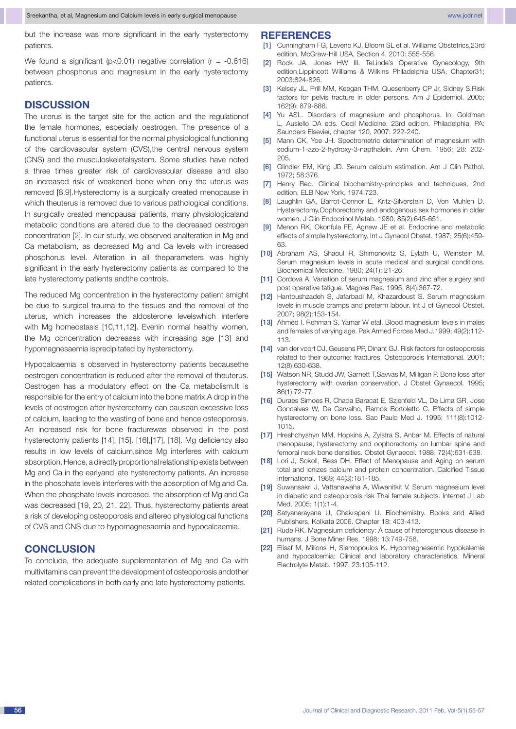but the increase was more significant in the early hysterectomy patients.

We found a significant ($p<0.01$) negative correlation ($r = -0.616$) between phosphorus and magnesium in the early hysterectomy patients.

## DISCUSSION

The uterus is the target site for the action and the regulationof the female hormones, especially oestrogen. The presence of a functional uterus is essential for the normal physiological functioning of the cardiovascular system (CVS),the central nervous system (CNS) and the musculoskeletalsystem. Some studies have noted a three times greater risk of cardiovascular disease and also an increased risk of weakened bone when only the uterus was removed [8,9].Hysterectomy is a surgically created menopause in which theuterus is removed due to various pathological conditions. In surgically created menopausal patients, many physiologicaland metabolic conditions are altered due to the decreased oestrogen concentration [2]. In our study, we observed analteration in Mg and Ca metabolism, as decreased Mg and Ca levels with increased phosphorus level. Alteration in all theparameters was highly significant in the early hysterectomy patients as compared to the late hysterectomy patients andthe controls.

The reduced Mg concentration in the hysterectomy patient smight be due to surgical trauma to the tissues and the removal of the uterus, which increases the aldosterone levelswhich interfere with Mg homeostasis [10,11,12]. Evenin normal healthy women, the Mg concentration decreases with increasing age [13] and hypomagnesaemia isprecipitated by hysterectomy.

Hypocalcaemia is observed in hysterectomy patients becausethe oestrogen concentration is reduced after the removal of theuterus. Oestrogen has a modulatory effect on the Ca metabolism.It is responsible for the entry of calcium into the bone matrix.A drop in the levels of oestrogen after hysterectomy can causean excessive loss of calcium, leading to the wasting of bone and hence osteoporosis. An increased risk for bone fracturewas observed in the post hysterectomy patients [14], [15], [16],[17], [18]. Mg deficiency also results in low levels of calcium,since Mg interferes with calcium absorption. Hence, a directly proportional relationship exists between Mg and Ca in the earlyand late hysterectomy patients. An increase in the phosphate levels interferes with the absorption of Mg and Ca. When the phosphate levels increased, the absorption of Mg and Ca was decreased [19, 20, 21, 22]. Thus, hysterectomy patients areat a risk of developing osteoporosis and altered physiological functions of CVS and CNS due to hypomagnesaemia and hypocalcaemia.

## CONCLUSION

To conclude, the adequate supplementation of Mg and Ca with multivitamins can prevent the development of osteoporosis andother related complications in both early and late hysterectomy patients.

## REFERENCES

[1] Cunningham FG, Leveno KJ, Bloom SL et al. Williams Obstetrics,23rd edition, McGraw-Hill USA, Section 4, 2010: 555-556.

[2] Rock JA, Jones HW III. TeLinde's Operative Gynecology, 9th edition,Lippincott Williams & Wilkins Philadelphia USA, Chapter31; 2003:824-826.

[3] Kelsey JL, Prill MM, Keegan THM, Quesenberry CP Jr, Sidney S.Risk factors for pelvis fracture in older persons. Am J Epidemiol. 2005; 162(9): 879-886.

[4] Yu ASL. Disorders of magnesium and phosphorus. In: Goldman L, Ausiello DA eds. Cecil Medicine. 23rd edition. Philadelphia, PA: Saunders Elsevier, chapter 120, 2007: 222-240.

[5] Mann CK, Yoe JH. Spectrometric determination of magnesium with sodium-1-azo-2-hydroxy-3-napthalein. Ann Chem. 1956; 28: 202-205.

[6] Glindler EM, King JD. Serum calcium estimation. Am J Clin Pathol. 1972; 58:376.

[7] Henry Red. Clinical biochemistry-principles and techniques, 2nd edition, ELB New York, 1974:723.

[8] Laughlin GA, Barrot-Connor E, Kritz-Silverstein D, Von Muhlen D. Hysterectomy,Oophorectomy and endogenous sex hormones in older women. J Clin Endocrinol Metab. 1980; 85(2):645-651.

[9] Menon RK, Okonfula FE, Agnew JE et al. Endocrine and metabolic effects of simple hysterectomy. Int J Gynecol Obstet. 1987; 25(6):459-63.

[10] Abraham AS, Shaoul R, Shimonovitz S, Eylath U, Weinstein M. Serum magnesium levels in acute medical and surgical conditions. Biochemical Medicine. 1980; 24(1): 21-26.

[11] Cordova A. Variation of serum magnesium and zinc after surgery and post operative fatigue. Magnes Res. 1995; 8(4):367-72.

[12] Hantoushzadeh S, Jafarbadi M, Khazardoust S. Serum magnesium levels in muscle cramps and preterm labour. Int J of Gynecol Obstet. 2007; 98(2):153-154.

[13] Ahmed I, Rehman S, Yamar W etal. Blood magnesium levels in males and females of varying age. Pak Armed Forces Med J.1999; 49(2):112-113.

[14] van der voort DJ, Geusens PP, Dinant GJ. Risk factors for osteoporosis related to their outcome: fractures. Osteoporosis International. 2001; 12(8):630-638.

[15] Watson NR, Studd JW, Garnett T,Savvas M, Milligan P. Bone loss after hysterectomy with ovarian conservation. J Obstet Gynaecol. 1995; 86(1):72-77.

[16] Duraes Simoes R, Chada Baracat E, Szjenfeld VL, De Lima GR, Jose Goncalves W, De Carvalho, Ramos Bortoletto C. Effects of simple hysterectomy on bone loss. Sao Paulo Med J. 1995; 111(8):1012-1015.

[17] Hreshchyshyn MM, Hopkins A, Zylstra S, Anbar M. Effects of natural menopause, hysterectomy and oophorectomy on lumbar spine and femoral neck bone densities. Obstet Gynaecol. 1988; 72(4):631-638.

[18] Lori J, Sokoll, Bess DH. Effect of Menopause and Aging on serum total and ionizes calcium and protein concentration. Calcified Tissue International. 1989; 44(3):181-185.

[19] Suwansakri J, Vattanawaha A, Wiwanitkit V. Serum magnesium level in diabetic and osteoporosis risk Thai female subjects. Internet J Lab Med. 2005; 1(1):1-4.

[20] Satyanarayana U, Chakrapani U. Biochemistry. Books and Allied Publishers, Kolkata 2006. Chapter 18: 403-413.

[21] Rude RK. Magnesium deficiency: A cause of heterogenous disease in humans. J Bone Miner Res. 1998; 13:749-758.

[22] Elisaf M, Milions H, Siamopoulos K. Hypomagnesemic hypokalemia and hypocalcemia: Clinical and laboratory characteristics. Mineral Electrolyte Metab. 1997; 23:105-112.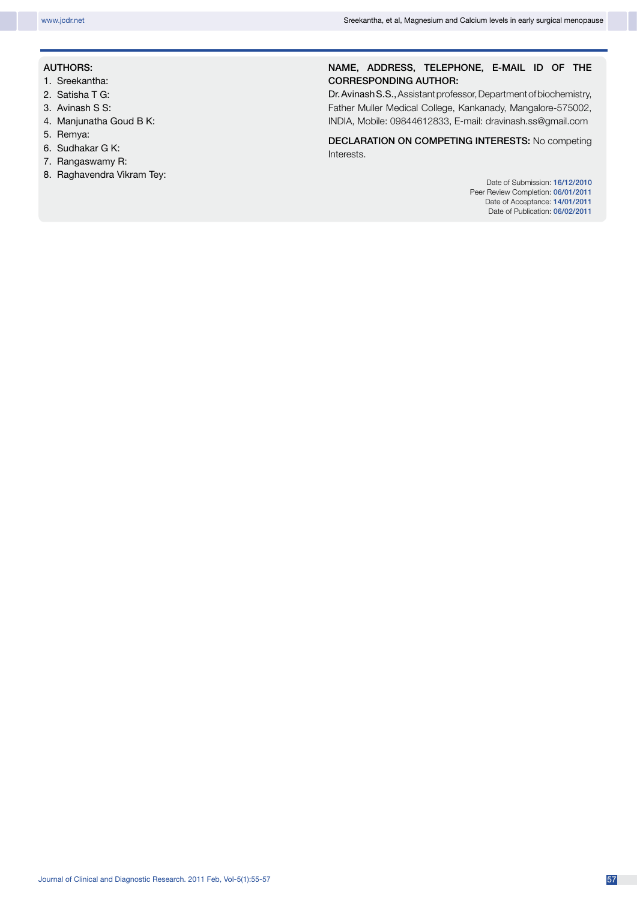**AUTHORS:**

1. Sreekantha:
2. Satisha T G:
3. Avinash S S:
4. Manjunatha Goud B K:
5. Remya:
6. Sudhakar G K:
7. Rangaswamy R:
8. Raghavendra Vikram Tey:

**NAME, ADDRESS, TELEPHONE, E-MAIL ID OF THE CORRESPONDING AUTHOR:**

Dr. Avinash S.S., Assistant professor, Department of biochemistry, Father Muller Medical College, Kankanady, Mangalore-575002, INDIA, Mobile: 09844612833, E-mail: dravinash.ss@gmail.com

**DECLARATION ON COMPETING INTERESTS:** No competing Interests.

Date of Submission: 16/12/2010
Peer Review Completion: 06/01/2011
Date of Acceptance: 14/01/2011
Date of Publication: 06/02/2011